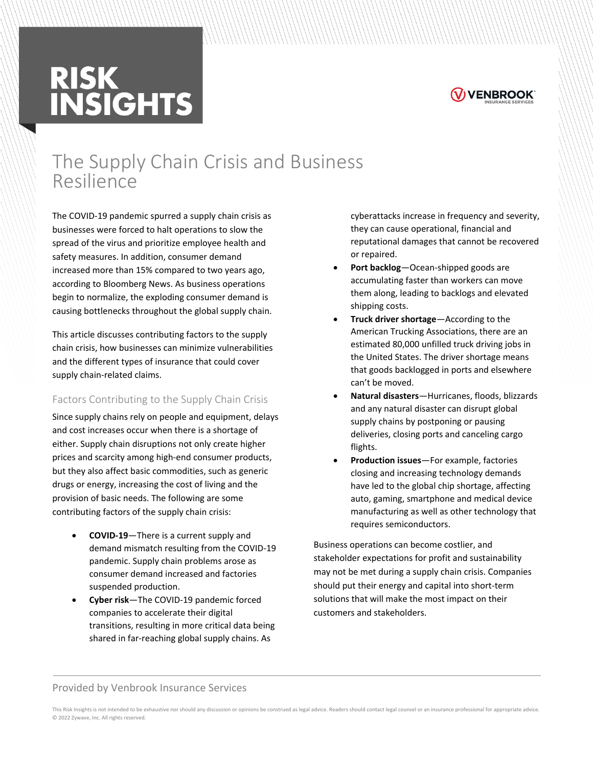# RISK INSIGHTS

VENBROOK INSURANCE SERVICES

# The Supply Chain Crisis and Business Resilience

The COVID-19 pandemic spurred a supply chain crisis as businesses were forced to halt operations to slow the spread of the virus and prioritize employee health and safety measures. In addition, consumer demand increased more than 15% compared to two years ago, according to Bloomberg News. As business operations begin to normalize, the exploding consumer demand is causing bottlenecks throughout the global supply chain.

This article discusses contributing factors to the supply chain crisis, how businesses can minimize vulnerabilities and the different types of insurance that could cover supply chain-related claims.

## Factors Contributing to the Supply Chain Crisis

Since supply chains rely on people and equipment, delays and cost increases occur when there is a shortage of either. Supply chain disruptions not only create higher prices and scarcity among high-end consumer products, but they also affect basic commodities, such as generic drugs or energy, increasing the cost of living and the provision of basic needs. The following are some contributing factors of the supply chain crisis:

- **COVID-19**—There is a current supply and demand mismatch resulting from the COVID-19 pandemic. Supply chain problems arose as consumer demand increased and factories suspended production.
- **Cyber risk**—The COVID-19 pandemic forced companies to accelerate their digital transitions, resulting in more critical data being shared in far-reaching global supply chains. As cyberattacks increase in frequency and severity, they can cause operational, financial and reputational damages that cannot be recovered or repaired.
- **Port backlog**—Ocean-shipped goods are accumulating faster than workers can move them along, leading to backlogs and elevated shipping costs.
- **Truck driver shortage**—According to the American Trucking Associations, there are an estimated 80,000 unfilled truck driving jobs in the United States. The driver shortage means that goods backlogged in ports and elsewhere can't be moved.
- **Natural disasters**—Hurricanes, floods, blizzards and any natural disaster can disrupt global supply chains by postponing or pausing deliveries, closing ports and canceling cargo flights.
- **Production issues**—For example, factories closing and increasing technology demands have led to the global chip shortage, affecting auto, gaming, smartphone and medical device manufacturing as well as other technology that requires semiconductors.

Business operations can become costlier, and stakeholder expectations for profit and sustainability may not be met during a supply chain crisis. Companies should put their energy and capital into short-term solutions that will make the most impact on their customers and stakeholders.

Provided by Venbrook Insurance Services

This Risk Insights is not intended to be exhaustive nor should any discussion or opinions be construed as legal advice. Readers should contact legal counsel or an insurance professional for appropriate advice. © 2022 Zywave, Inc. All rights reserved.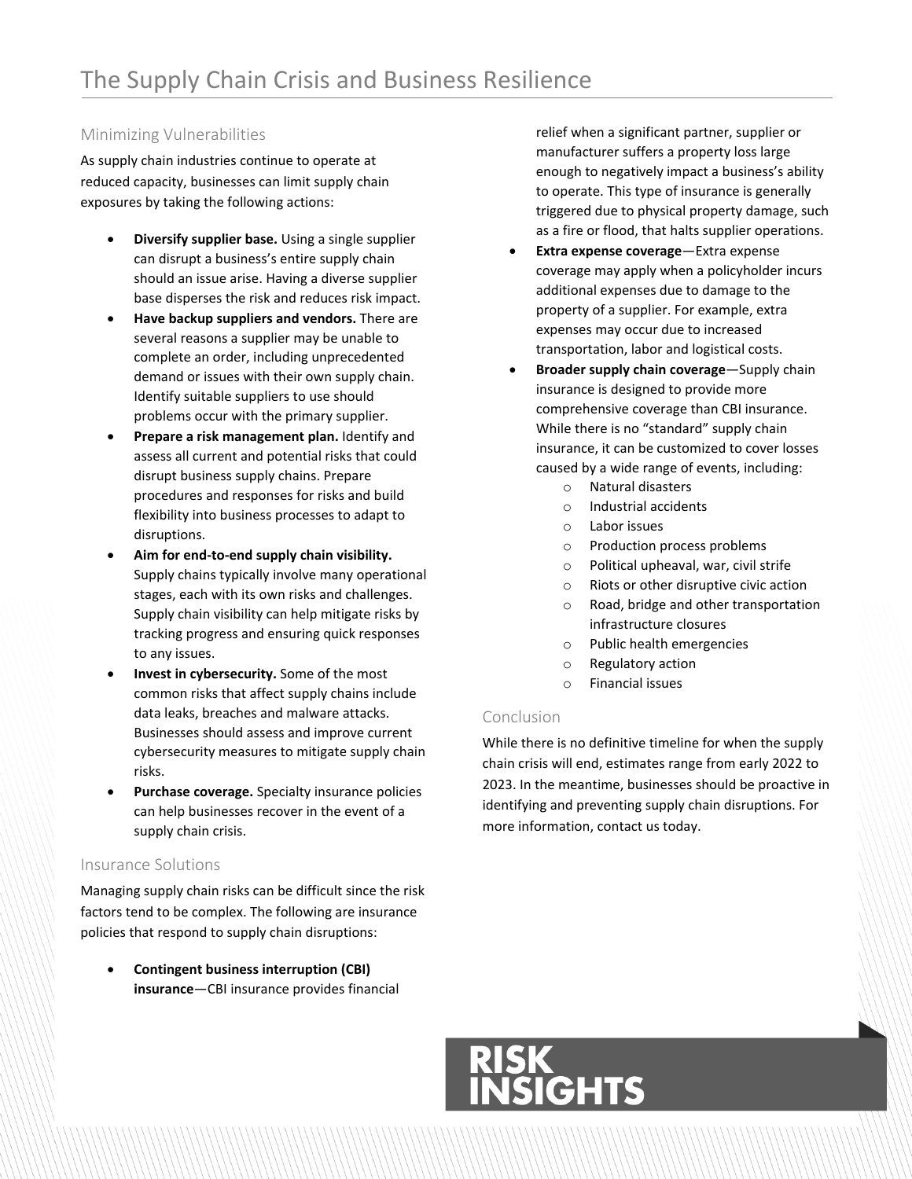# The Supply Chain Crisis and Business Resilience

## Minimizing Vulnerabilities

As supply chain industries continue to operate at reduced capacity, businesses can limit supply chain exposures by taking the following actions:

- **Diversify supplier base.** Using a single supplier can disrupt a business's entire supply chain should an issue arise. Having a diverse supplier base disperses the risk and reduces risk impact.
- **Have backup suppliers and vendors.** There are several reasons a supplier may be unable to complete an order, including unprecedented demand or issues with their own supply chain. Identify suitable suppliers to use should problems occur with the primary supplier.
- **Prepare a risk management plan.** Identify and assess all current and potential risks that could disrupt business supply chains. Prepare procedures and responses for risks and build flexibility into business processes to adapt to disruptions.
- **Aim for end-to-end supply chain visibility.** Supply chains typically involve many operational stages, each with its own risks and challenges. Supply chain visibility can help mitigate risks by tracking progress and ensuring quick responses to any issues.
- **Invest in cybersecurity.** Some of the most common risks that affect supply chains include data leaks, breaches and malware attacks. Businesses should assess and improve current cybersecurity measures to mitigate supply chain risks.
- **Purchase coverage.** Specialty insurance policies can help businesses recover in the event of a supply chain crisis.

## Insurance Solutions

Managing supply chain risks can be difficult since the risk factors tend to be complex. The following are insurance policies that respond to supply chain disruptions:

- **Contingent business interruption (CBI) insurance**—CBI insurance provides financial relief when a significant partner, supplier or manufacturer suffers a property loss large enough to negatively impact a business's ability to operate. This type of insurance is generally triggered due to physical property damage, such as a fire or flood, that halts supplier operations.
- **Extra expense coverage**—Extra expense coverage may apply when a policyholder incurs additional expenses due to damage to the property of a supplier. For example, extra expenses may occur due to increased transportation, labor and logistical costs.
- **Broader supply chain coverage**—Supply chain insurance is designed to provide more comprehensive coverage than CBI insurance. While there is no "standard" supply chain insurance, it can be customized to cover losses caused by a wide range of events, including:
  - Natural disasters
  - Industrial accidents
  - Labor issues
  - Production process problems
  - Political upheaval, war, civil strife
  - Riots or other disruptive civic action
  - Road, bridge and other transportation infrastructure closures
  - Public health emergencies
  - Regulatory action
  - Financial issues

## Conclusion

While there is no definitive timeline for when the supply chain crisis will end, estimates range from early 2022 to 2023. In the meantime, businesses should be proactive in identifying and preventing supply chain disruptions. For more information, contact us today.

RISK INSIGHTS